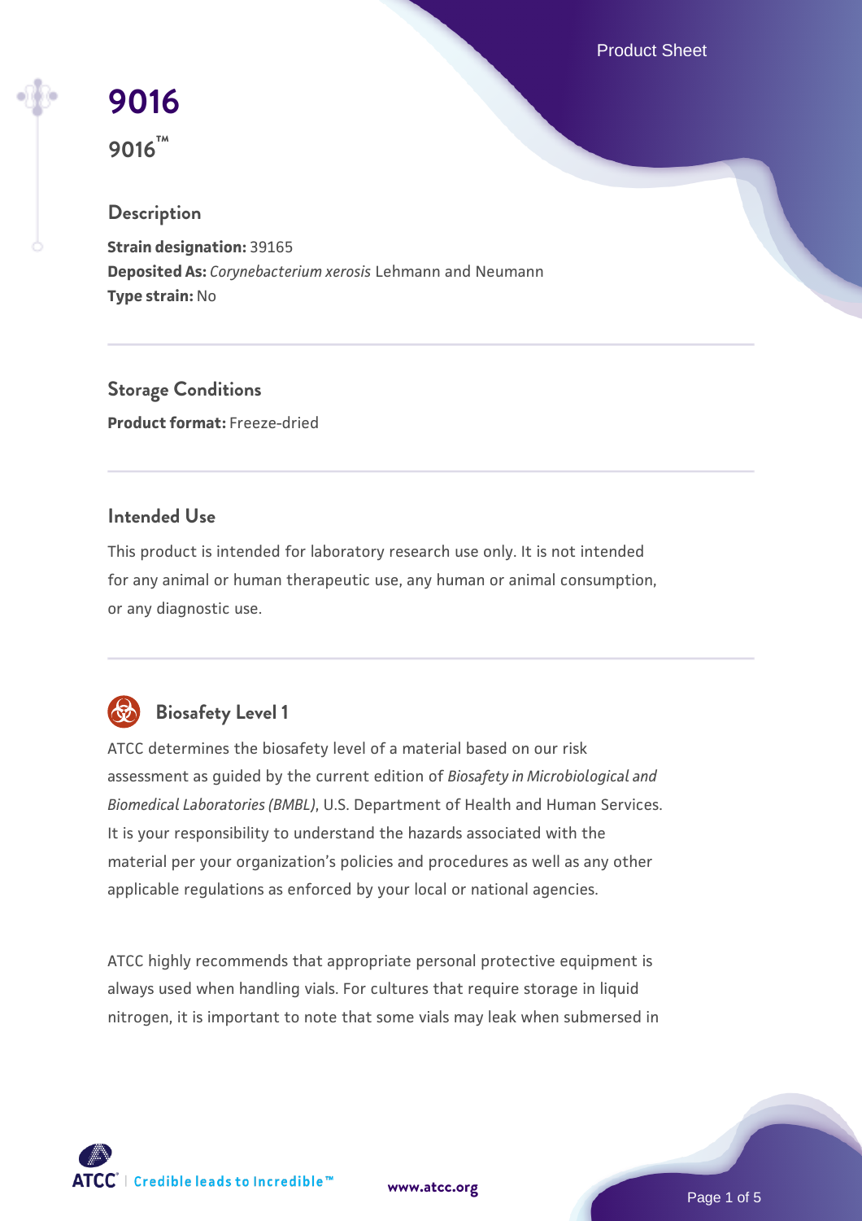# 9016

**9016™**

## Description

**Strain designation:** 39165
**Deposited As:** *Corynebacterium xerosis* Lehmann and Neumann
**Type strain:** No

## Storage Conditions

**Product format:** Freeze-dried

## Intended Use

This product is intended for laboratory research use only. It is not intended for any animal or human therapeutic use, any human or animal consumption, or any diagnostic use.

## Biosafety Level 1

ATCC determines the biosafety level of a material based on our risk assessment as guided by the current edition of *Biosafety in Microbiological and Biomedical Laboratories (BMBL)*, U.S. Department of Health and Human Services. It is your responsibility to understand the hazards associated with the material per your organization's policies and procedures as well as any other applicable regulations as enforced by your local or national agencies.

ATCC highly recommends that appropriate personal protective equipment is always used when handling vials. For cultures that require storage in liquid nitrogen, it is important to note that some vials may leak when submersed in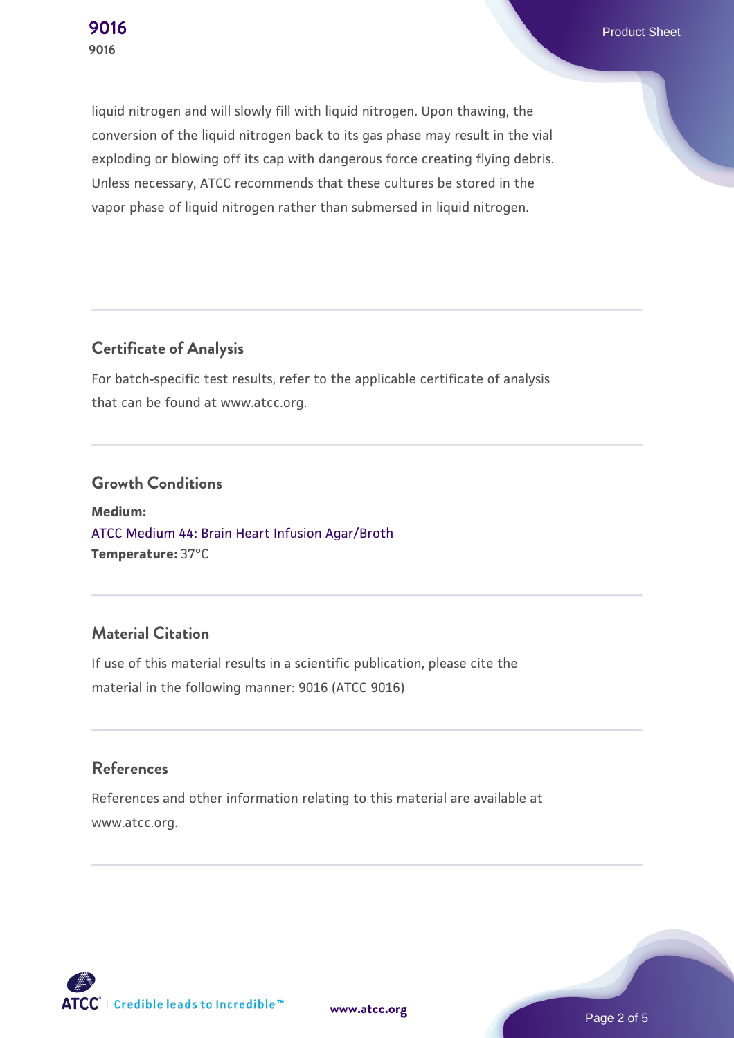liquid nitrogen and will slowly fill with liquid nitrogen. Upon thawing, the conversion of the liquid nitrogen back to its gas phase may result in the vial exploding or blowing off its cap with dangerous force creating flying debris. Unless necessary, ATCC recommends that these cultures be stored in the vapor phase of liquid nitrogen rather than submersed in liquid nitrogen.

## Certificate of Analysis

For batch-specific test results, refer to the applicable certificate of analysis that can be found at www.atcc.org.

## Growth Conditions

**Medium:**
ATCC Medium 44: Brain Heart Infusion Agar/Broth
**Temperature:** 37°C

## Material Citation

If use of this material results in a scientific publication, please cite the material in the following manner: 9016 (ATCC 9016)

## References

References and other information relating to this material are available at www.atcc.org.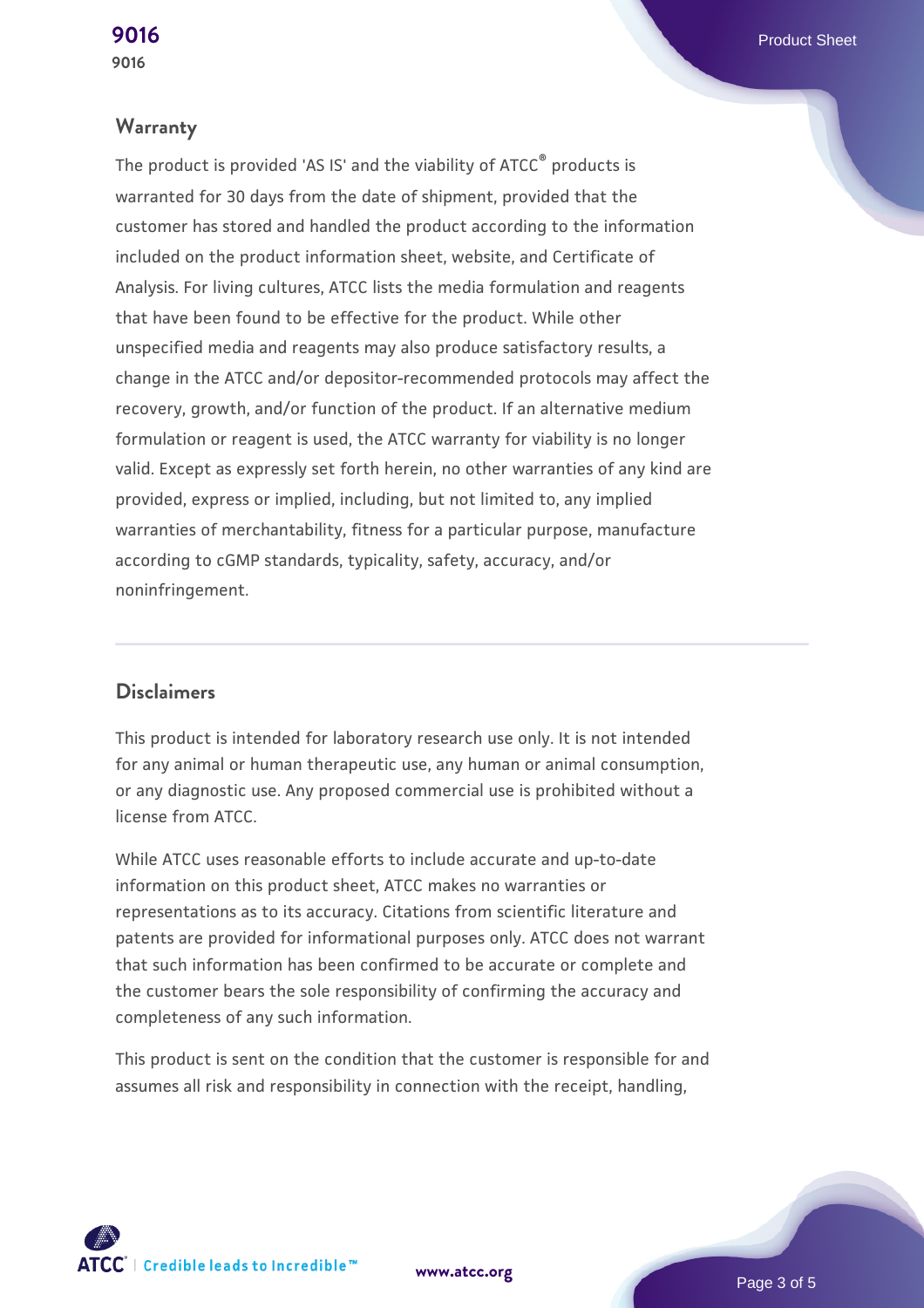## Warranty

The product is provided 'AS IS' and the viability of ATCC® products is warranted for 30 days from the date of shipment, provided that the customer has stored and handled the product according to the information included on the product information sheet, website, and Certificate of Analysis. For living cultures, ATCC lists the media formulation and reagents that have been found to be effective for the product. While other unspecified media and reagents may also produce satisfactory results, a change in the ATCC and/or depositor-recommended protocols may affect the recovery, growth, and/or function of the product. If an alternative medium formulation or reagent is used, the ATCC warranty for viability is no longer valid. Except as expressly set forth herein, no other warranties of any kind are provided, express or implied, including, but not limited to, any implied warranties of merchantability, fitness for a particular purpose, manufacture according to cGMP standards, typicality, safety, accuracy, and/or noninfringement.

## Disclaimers

This product is intended for laboratory research use only. It is not intended for any animal or human therapeutic use, any human or animal consumption, or any diagnostic use. Any proposed commercial use is prohibited without a license from ATCC.

While ATCC uses reasonable efforts to include accurate and up-to-date information on this product sheet, ATCC makes no warranties or representations as to its accuracy. Citations from scientific literature and patents are provided for informational purposes only. ATCC does not warrant that such information has been confirmed to be accurate or complete and the customer bears the sole responsibility of confirming the accuracy and completeness of any such information.

This product is sent on the condition that the customer is responsible for and assumes all risk and responsibility in connection with the receipt, handling,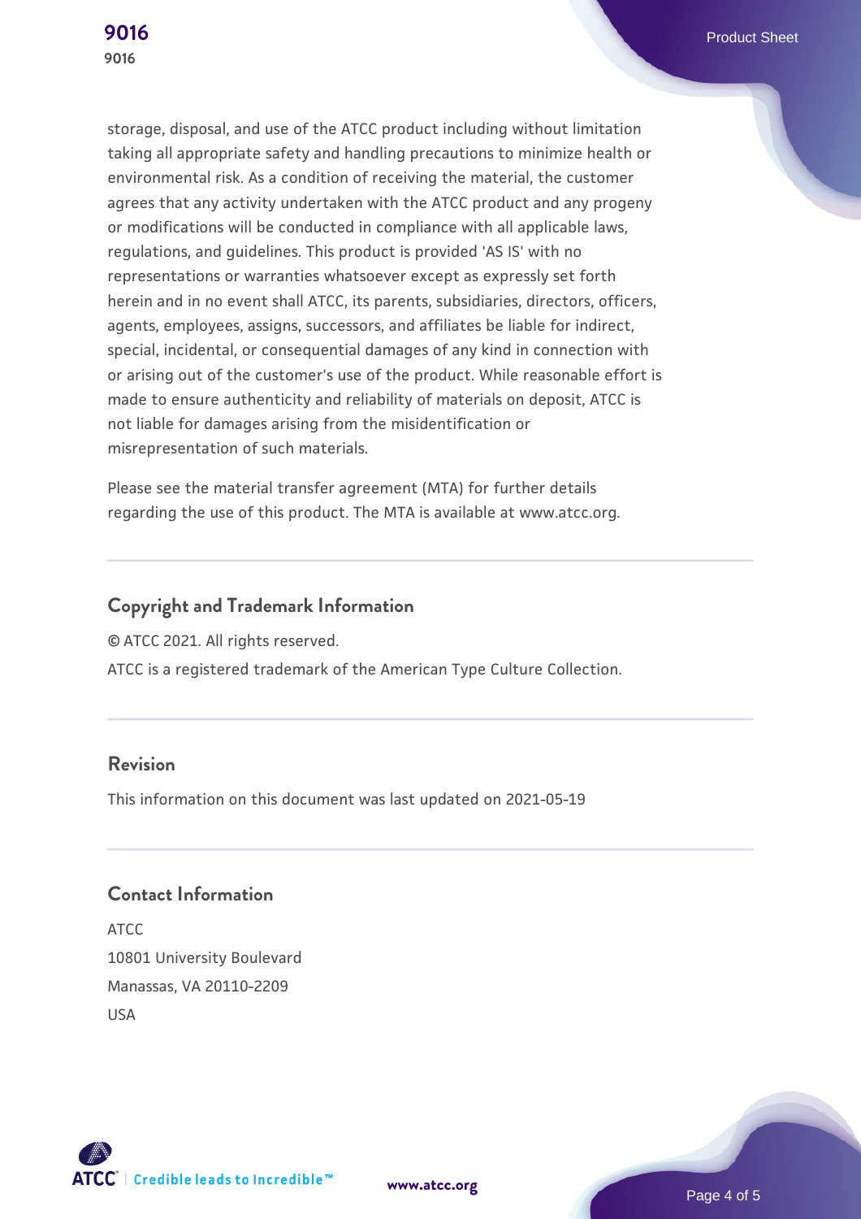storage, disposal, and use of the ATCC product including without limitation taking all appropriate safety and handling precautions to minimize health or environmental risk. As a condition of receiving the material, the customer agrees that any activity undertaken with the ATCC product and any progeny or modifications will be conducted in compliance with all applicable laws, regulations, and guidelines. This product is provided 'AS IS' with no representations or warranties whatsoever except as expressly set forth herein and in no event shall ATCC, its parents, subsidiaries, directors, officers, agents, employees, assigns, successors, and affiliates be liable for indirect, special, incidental, or consequential damages of any kind in connection with or arising out of the customer's use of the product. While reasonable effort is made to ensure authenticity and reliability of materials on deposit, ATCC is not liable for damages arising from the misidentification or misrepresentation of such materials.

Please see the material transfer agreement (MTA) for further details regarding the use of this product. The MTA is available at www.atcc.org.

## Copyright and Trademark Information

© ATCC 2021. All rights reserved.

ATCC is a registered trademark of the American Type Culture Collection.

## Revision

This information on this document was last updated on 2021-05-19

## Contact Information

ATCC
10801 University Boulevard
Manassas, VA 20110-2209
USA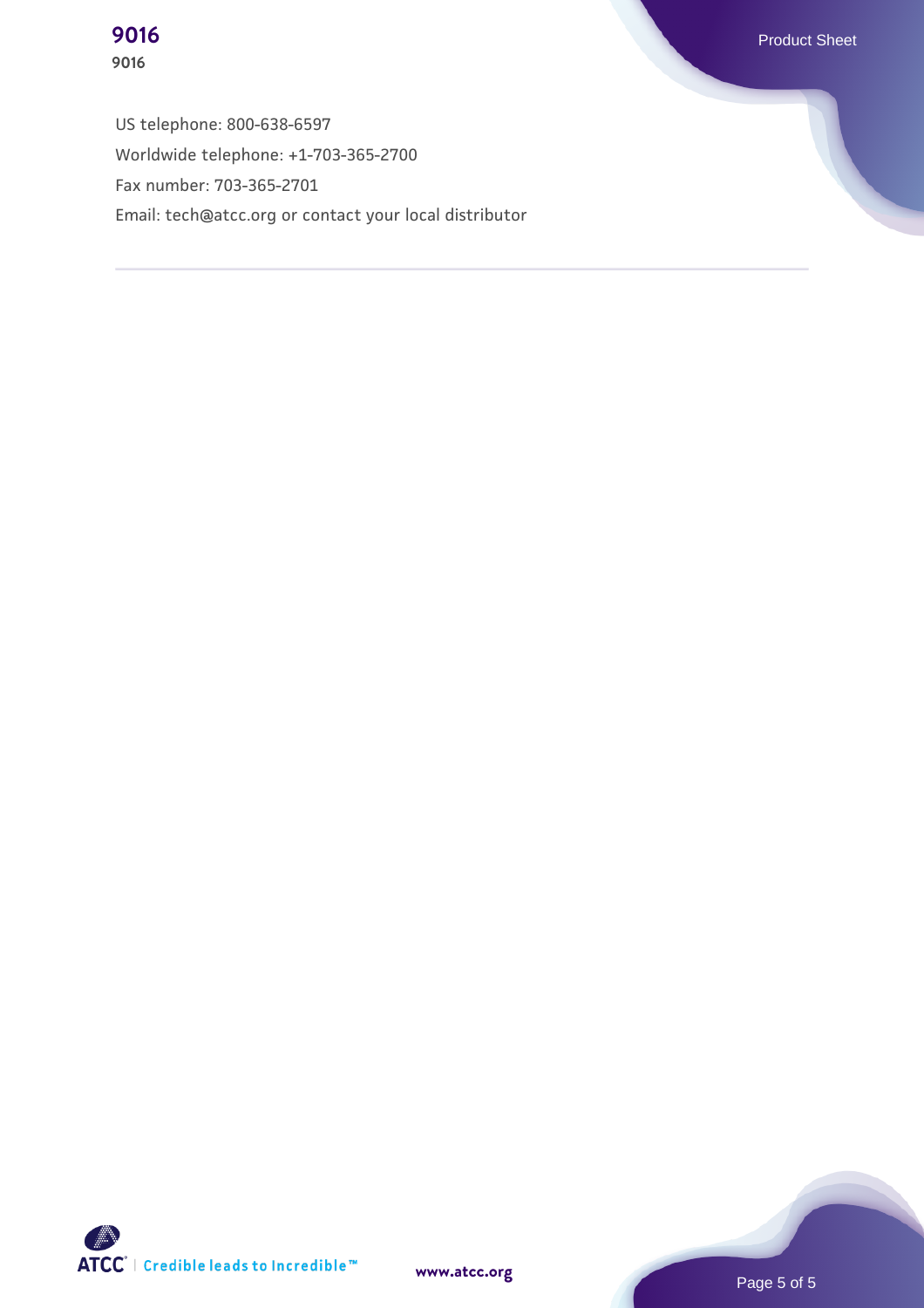US telephone: 800-638-6597

Worldwide telephone: +1-703-365-2700

Fax number: 703-365-2701

Email: tech@atcc.org or contact your local distributor